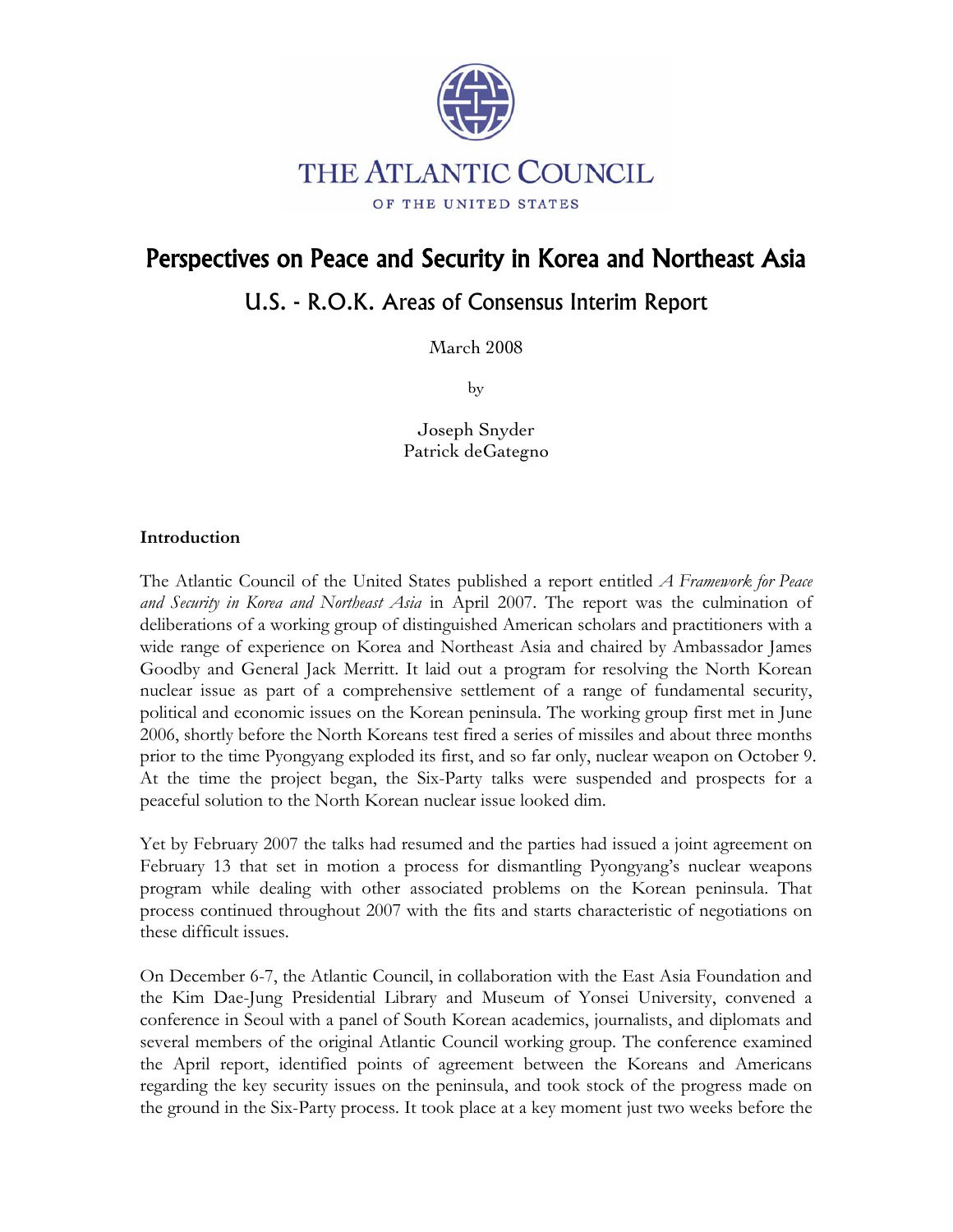THE ATLANTIC COUNCIL

OF THE UNITED STATES

# Perspectives on Peace and Security in Korea and Northeast Asia

## U.S. - R.O.K. Areas of Consensus Interim Report

March 2008

by

Joseph Snyder
Patrick deGategno

**Introduction**

The Atlantic Council of the United States published a report entitled *A Framework for Peace and Security in Korea and Northeast Asia* in April 2007. The report was the culmination of deliberations of a working group of distinguished American scholars and practitioners with a wide range of experience on Korea and Northeast Asia and chaired by Ambassador James Goodby and General Jack Merritt. It laid out a program for resolving the North Korean nuclear issue as part of a comprehensive settlement of a range of fundamental security, political and economic issues on the Korean peninsula. The working group first met in June 2006, shortly before the North Koreans test fired a series of missiles and about three months prior to the time Pyongyang exploded its first, and so far only, nuclear weapon on October 9. At the time the project began, the Six-Party talks were suspended and prospects for a peaceful solution to the North Korean nuclear issue looked dim.

Yet by February 2007 the talks had resumed and the parties had issued a joint agreement on February 13 that set in motion a process for dismantling Pyongyang's nuclear weapons program while dealing with other associated problems on the Korean peninsula. That process continued throughout 2007 with the fits and starts characteristic of negotiations on these difficult issues.

On December 6-7, the Atlantic Council, in collaboration with the East Asia Foundation and the Kim Dae-Jung Presidential Library and Museum of Yonsei University, convened a conference in Seoul with a panel of South Korean academics, journalists, and diplomats and several members of the original Atlantic Council working group. The conference examined the April report, identified points of agreement between the Koreans and Americans regarding the key security issues on the peninsula, and took stock of the progress made on the ground in the Six-Party process. It took place at a key moment just two weeks before the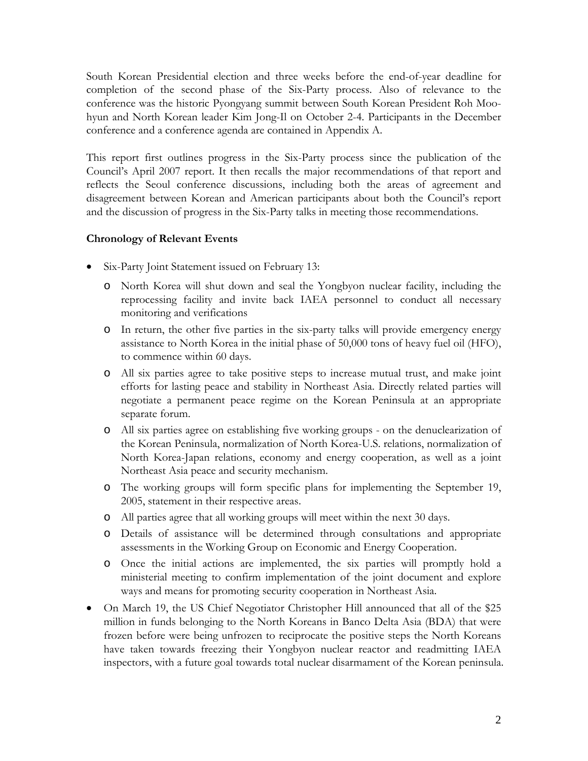South Korean Presidential election and three weeks before the end-of-year deadline for completion of the second phase of the Six-Party process. Also of relevance to the conference was the historic Pyongyang summit between South Korean President Roh Moo-hyun and North Korean leader Kim Jong-Il on October 2-4. Participants in the December conference and a conference agenda are contained in Appendix A.

This report first outlines progress in the Six-Party process since the publication of the Council's April 2007 report. It then recalls the major recommendations of that report and reflects the Seoul conference discussions, including both the areas of agreement and disagreement between Korean and American participants about both the Council's report and the discussion of progress in the Six-Party talks in meeting those recommendations.

**Chronology of Relevant Events**

- Six-Party Joint Statement issued on February 13:
  - North Korea will shut down and seal the Yongbyon nuclear facility, including the reprocessing facility and invite back IAEA personnel to conduct all necessary monitoring and verifications
  - In return, the other five parties in the six-party talks will provide emergency energy assistance to North Korea in the initial phase of 50,000 tons of heavy fuel oil (HFO), to commence within 60 days.
  - All six parties agree to take positive steps to increase mutual trust, and make joint efforts for lasting peace and stability in Northeast Asia. Directly related parties will negotiate a permanent peace regime on the Korean Peninsula at an appropriate separate forum.
  - All six parties agree on establishing five working groups - on the denuclearization of the Korean Peninsula, normalization of North Korea-U.S. relations, normalization of North Korea-Japan relations, economy and energy cooperation, as well as a joint Northeast Asia peace and security mechanism.
  - The working groups will form specific plans for implementing the September 19, 2005, statement in their respective areas.
  - All parties agree that all working groups will meet within the next 30 days.
  - Details of assistance will be determined through consultations and appropriate assessments in the Working Group on Economic and Energy Cooperation.
  - Once the initial actions are implemented, the six parties will promptly hold a ministerial meeting to confirm implementation of the joint document and explore ways and means for promoting security cooperation in Northeast Asia.
- On March 19, the US Chief Negotiator Christopher Hill announced that all of the $25 million in funds belonging to the North Koreans in Banco Delta Asia (BDA) that were frozen before were being unfrozen to reciprocate the positive steps the North Koreans have taken towards freezing their Yongbyon nuclear reactor and readmitting IAEA inspectors, with a future goal towards total nuclear disarmament of the Korean peninsula.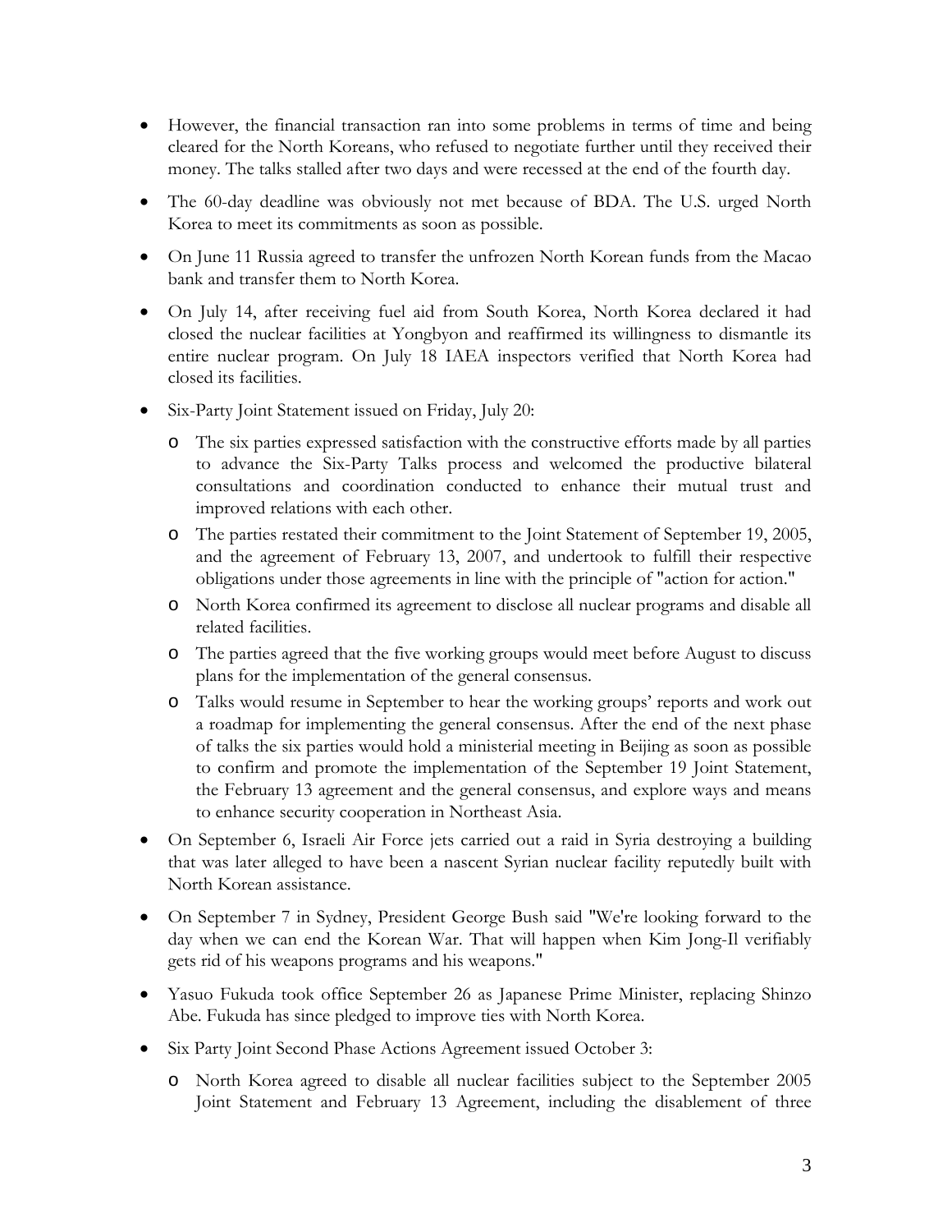- However, the financial transaction ran into some problems in terms of time and being cleared for the North Koreans, who refused to negotiate further until they received their money. The talks stalled after two days and were recessed at the end of the fourth day.
- The 60-day deadline was obviously not met because of BDA. The U.S. urged North Korea to meet its commitments as soon as possible.
- On June 11 Russia agreed to transfer the unfrozen North Korean funds from the Macao bank and transfer them to North Korea.
- On July 14, after receiving fuel aid from South Korea, North Korea declared it had closed the nuclear facilities at Yongbyon and reaffirmed its willingness to dismantle its entire nuclear program. On July 18 IAEA inspectors verified that North Korea had closed its facilities.
- Six-Party Joint Statement issued on Friday, July 20:
  - The six parties expressed satisfaction with the constructive efforts made by all parties to advance the Six-Party Talks process and welcomed the productive bilateral consultations and coordination conducted to enhance their mutual trust and improved relations with each other.
  - The parties restated their commitment to the Joint Statement of September 19, 2005, and the agreement of February 13, 2007, and undertook to fulfill their respective obligations under those agreements in line with the principle of "action for action."
  - North Korea confirmed its agreement to disclose all nuclear programs and disable all related facilities.
  - The parties agreed that the five working groups would meet before August to discuss plans for the implementation of the general consensus.
  - Talks would resume in September to hear the working groups' reports and work out a roadmap for implementing the general consensus. After the end of the next phase of talks the six parties would hold a ministerial meeting in Beijing as soon as possible to confirm and promote the implementation of the September 19 Joint Statement, the February 13 agreement and the general consensus, and explore ways and means to enhance security cooperation in Northeast Asia.
- On September 6, Israeli Air Force jets carried out a raid in Syria destroying a building that was later alleged to have been a nascent Syrian nuclear facility reputedly built with North Korean assistance.
- On September 7 in Sydney, President George Bush said "We're looking forward to the day when we can end the Korean War. That will happen when Kim Jong-Il verifiably gets rid of his weapons programs and his weapons."
- Yasuo Fukuda took office September 26 as Japanese Prime Minister, replacing Shinzo Abe. Fukuda has since pledged to improve ties with North Korea.
- Six Party Joint Second Phase Actions Agreement issued October 3:
  - North Korea agreed to disable all nuclear facilities subject to the September 2005 Joint Statement and February 13 Agreement, including the disablement of three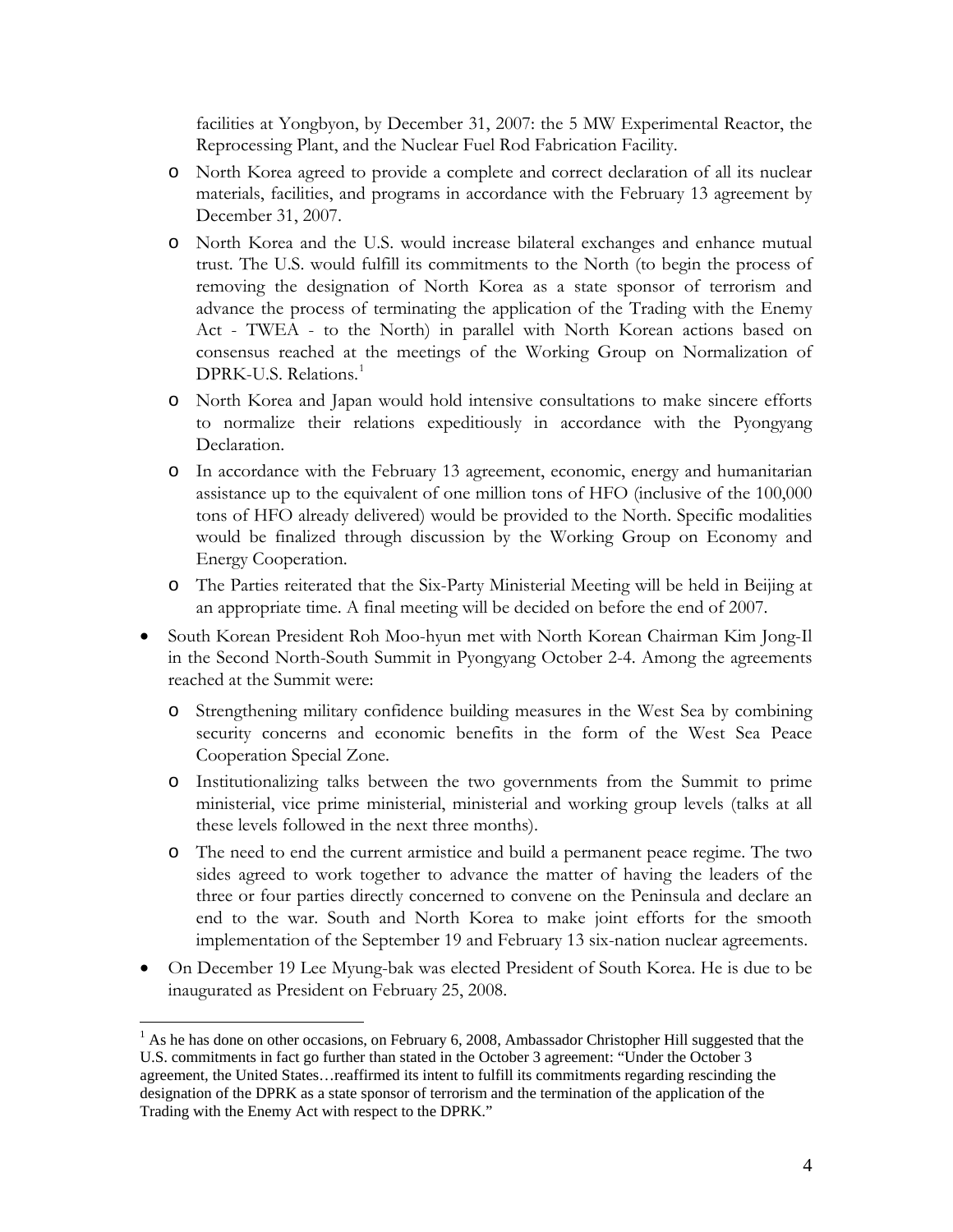facilities at Yongbyon, by December 31, 2007: the 5 MW Experimental Reactor, the Reprocessing Plant, and the Nuclear Fuel Rod Fabrication Facility.

- North Korea agreed to provide a complete and correct declaration of all its nuclear materials, facilities, and programs in accordance with the February 13 agreement by December 31, 2007.
- North Korea and the U.S. would increase bilateral exchanges and enhance mutual trust. The U.S. would fulfill its commitments to the North (to begin the process of removing the designation of North Korea as a state sponsor of terrorism and advance the process of terminating the application of the Trading with the Enemy Act - TWEA - to the North) in parallel with North Korean actions based on consensus reached at the meetings of the Working Group on Normalization of DPRK-U.S. Relations.[1]
- North Korea and Japan would hold intensive consultations to make sincere efforts to normalize their relations expeditiously in accordance with the Pyongyang Declaration.
- In accordance with the February 13 agreement, economic, energy and humanitarian assistance up to the equivalent of one million tons of HFO (inclusive of the 100,000 tons of HFO already delivered) would be provided to the North. Specific modalities would be finalized through discussion by the Working Group on Economy and Energy Cooperation.
- The Parties reiterated that the Six-Party Ministerial Meeting will be held in Beijing at an appropriate time. A final meeting will be decided on before the end of 2007.

- South Korean President Roh Moo-hyun met with North Korean Chairman Kim Jong-Il in the Second North-South Summit in Pyongyang October 2-4. Among the agreements reached at the Summit were:
  - Strengthening military confidence building measures in the West Sea by combining security concerns and economic benefits in the form of the West Sea Peace Cooperation Special Zone.
  - Institutionalizing talks between the two governments from the Summit to prime ministerial, vice prime ministerial, ministerial and working group levels (talks at all these levels followed in the next three months).
  - The need to end the current armistice and build a permanent peace regime. The two sides agreed to work together to advance the matter of having the leaders of the three or four parties directly concerned to convene on the Peninsula and declare an end to the war. South and North Korea to make joint efforts for the smooth implementation of the September 19 and February 13 six-nation nuclear agreements.
- On December 19 Lee Myung-bak was elected President of South Korea. He is due to be inaugurated as President on February 25, 2008.

[1] As he has done on other occasions, on February 6, 2008, Ambassador Christopher Hill suggested that the U.S. commitments in fact go further than stated in the October 3 agreement: "Under the October 3 agreement, the United States…reaffirmed its intent to fulfill its commitments regarding rescinding the designation of the DPRK as a state sponsor of terrorism and the termination of the application of the Trading with the Enemy Act with respect to the DPRK."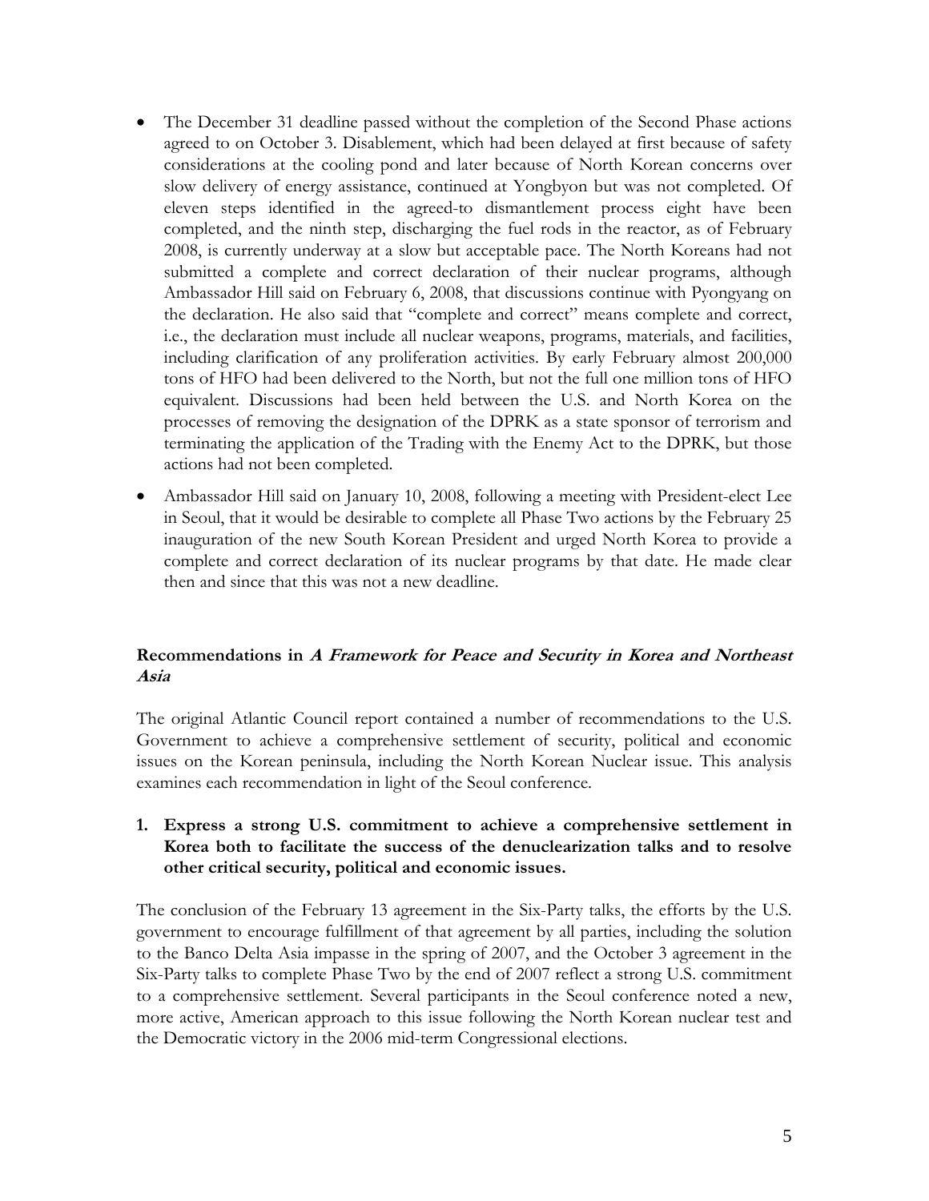- The December 31 deadline passed without the completion of the Second Phase actions agreed to on October 3. Disablement, which had been delayed at first because of safety considerations at the cooling pond and later because of North Korean concerns over slow delivery of energy assistance, continued at Yongbyon but was not completed. Of eleven steps identified in the agreed-to dismantlement process eight have been completed, and the ninth step, discharging the fuel rods in the reactor, as of February 2008, is currently underway at a slow but acceptable pace. The North Koreans had not submitted a complete and correct declaration of their nuclear programs, although Ambassador Hill said on February 6, 2008, that discussions continue with Pyongyang on the declaration. He also said that "complete and correct" means complete and correct, i.e., the declaration must include all nuclear weapons, programs, materials, and facilities, including clarification of any proliferation activities. By early February almost 200,000 tons of HFO had been delivered to the North, but not the full one million tons of HFO equivalent. Discussions had been held between the U.S. and North Korea on the processes of removing the designation of the DPRK as a state sponsor of terrorism and terminating the application of the Trading with the Enemy Act to the DPRK, but those actions had not been completed.
- Ambassador Hill said on January 10, 2008, following a meeting with President-elect Lee in Seoul, that it would be desirable to complete all Phase Two actions by the February 25 inauguration of the new South Korean President and urged North Korea to provide a complete and correct declaration of its nuclear programs by that date. He made clear then and since that this was not a new deadline.

## Recommendations in *A Framework for Peace and Security in Korea and Northeast Asia*

The original Atlantic Council report contained a number of recommendations to the U.S. Government to achieve a comprehensive settlement of security, political and economic issues on the Korean peninsula, including the North Korean Nuclear issue. This analysis examines each recommendation in light of the Seoul conference.

### 1. Express a strong U.S. commitment to achieve a comprehensive settlement in Korea both to facilitate the success of the denuclearization talks and to resolve other critical security, political and economic issues.

The conclusion of the February 13 agreement in the Six-Party talks, the efforts by the U.S. government to encourage fulfillment of that agreement by all parties, including the solution to the Banco Delta Asia impasse in the spring of 2007, and the October 3 agreement in the Six-Party talks to complete Phase Two by the end of 2007 reflect a strong U.S. commitment to a comprehensive settlement. Several participants in the Seoul conference noted a new, more active, American approach to this issue following the North Korean nuclear test and the Democratic victory in the 2006 mid-term Congressional elections.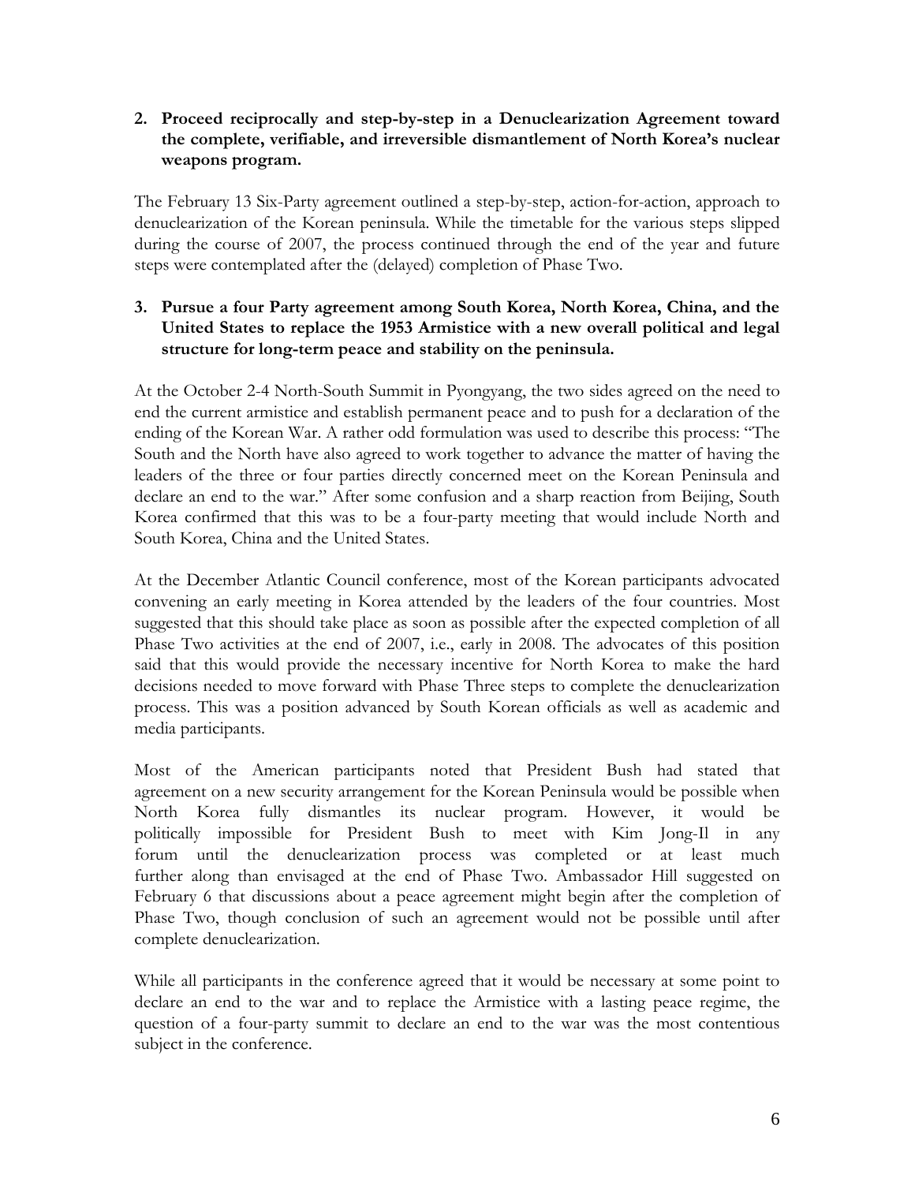**2. Proceed reciprocally and step-by-step in a Denuclearization Agreement toward the complete, verifiable, and irreversible dismantlement of North Korea's nuclear weapons program.**

The February 13 Six-Party agreement outlined a step-by-step, action-for-action, approach to denuclearization of the Korean peninsula. While the timetable for the various steps slipped during the course of 2007, the process continued through the end of the year and future steps were contemplated after the (delayed) completion of Phase Two.

**3. Pursue a four Party agreement among South Korea, North Korea, China, and the United States to replace the 1953 Armistice with a new overall political and legal structure for long-term peace and stability on the peninsula.**

At the October 2-4 North-South Summit in Pyongyang, the two sides agreed on the need to end the current armistice and establish permanent peace and to push for a declaration of the ending of the Korean War. A rather odd formulation was used to describe this process: "The South and the North have also agreed to work together to advance the matter of having the leaders of the three or four parties directly concerned meet on the Korean Peninsula and declare an end to the war." After some confusion and a sharp reaction from Beijing, South Korea confirmed that this was to be a four-party meeting that would include North and South Korea, China and the United States.

At the December Atlantic Council conference, most of the Korean participants advocated convening an early meeting in Korea attended by the leaders of the four countries. Most suggested that this should take place as soon as possible after the expected completion of all Phase Two activities at the end of 2007, i.e., early in 2008. The advocates of this position said that this would provide the necessary incentive for North Korea to make the hard decisions needed to move forward with Phase Three steps to complete the denuclearization process. This was a position advanced by South Korean officials as well as academic and media participants.

Most of the American participants noted that President Bush had stated that agreement on a new security arrangement for the Korean Peninsula would be possible when North Korea fully dismantles its nuclear program. However, it would be politically impossible for President Bush to meet with Kim Jong-Il in any forum until the denuclearization process was completed or at least much further along than envisaged at the end of Phase Two. Ambassador Hill suggested on February 6 that discussions about a peace agreement might begin after the completion of Phase Two, though conclusion of such an agreement would not be possible until after complete denuclearization.

While all participants in the conference agreed that it would be necessary at some point to declare an end to the war and to replace the Armistice with a lasting peace regime, the question of a four-party summit to declare an end to the war was the most contentious subject in the conference.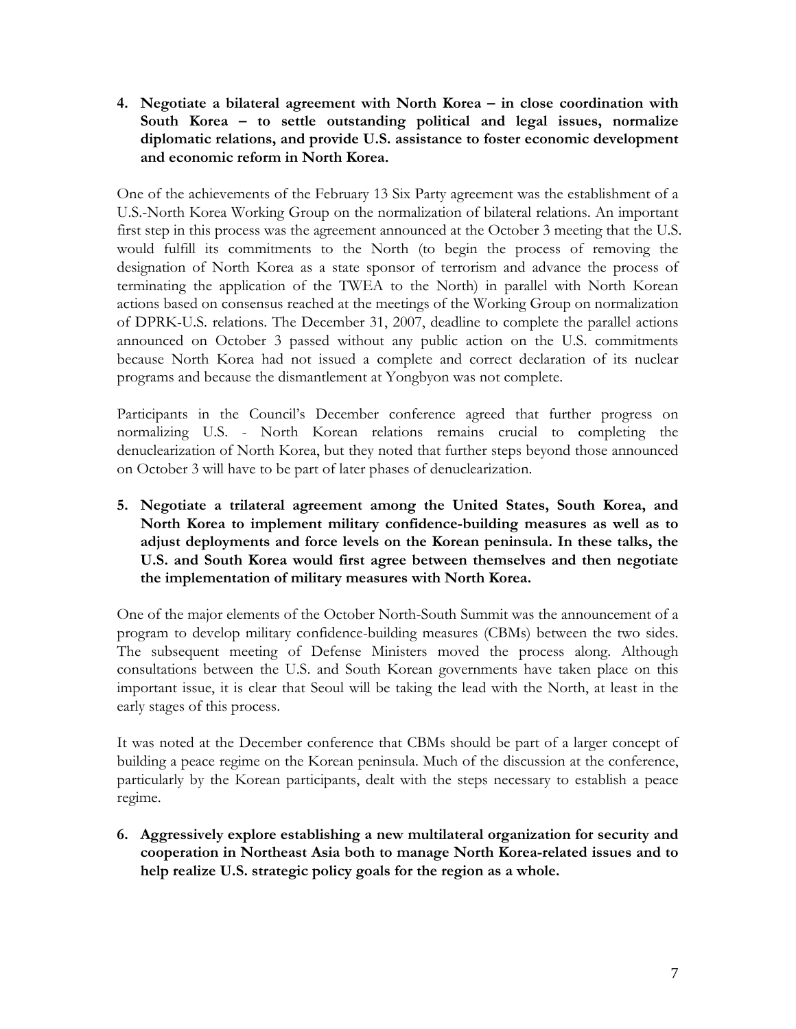4. **Negotiate a bilateral agreement with North Korea – in close coordination with South Korea – to settle outstanding political and legal issues, normalize diplomatic relations, and provide U.S. assistance to foster economic development and economic reform in North Korea.**

One of the achievements of the February 13 Six Party agreement was the establishment of a U.S.-North Korea Working Group on the normalization of bilateral relations. An important first step in this process was the agreement announced at the October 3 meeting that the U.S. would fulfill its commitments to the North (to begin the process of removing the designation of North Korea as a state sponsor of terrorism and advance the process of terminating the application of the TWEA to the North) in parallel with North Korean actions based on consensus reached at the meetings of the Working Group on normalization of DPRK-U.S. relations. The December 31, 2007, deadline to complete the parallel actions announced on October 3 passed without any public action on the U.S. commitments because North Korea had not issued a complete and correct declaration of its nuclear programs and because the dismantlement at Yongbyon was not complete.

Participants in the Council's December conference agreed that further progress on normalizing U.S. - North Korean relations remains crucial to completing the denuclearization of North Korea, but they noted that further steps beyond those announced on October 3 will have to be part of later phases of denuclearization.

5. **Negotiate a trilateral agreement among the United States, South Korea, and North Korea to implement military confidence-building measures as well as to adjust deployments and force levels on the Korean peninsula. In these talks, the U.S. and South Korea would first agree between themselves and then negotiate the implementation of military measures with North Korea.**

One of the major elements of the October North-South Summit was the announcement of a program to develop military confidence-building measures (CBMs) between the two sides. The subsequent meeting of Defense Ministers moved the process along. Although consultations between the U.S. and South Korean governments have taken place on this important issue, it is clear that Seoul will be taking the lead with the North, at least in the early stages of this process.

It was noted at the December conference that CBMs should be part of a larger concept of building a peace regime on the Korean peninsula. Much of the discussion at the conference, particularly by the Korean participants, dealt with the steps necessary to establish a peace regime.

6. **Aggressively explore establishing a new multilateral organization for security and cooperation in Northeast Asia both to manage North Korea-related issues and to help realize U.S. strategic policy goals for the region as a whole.**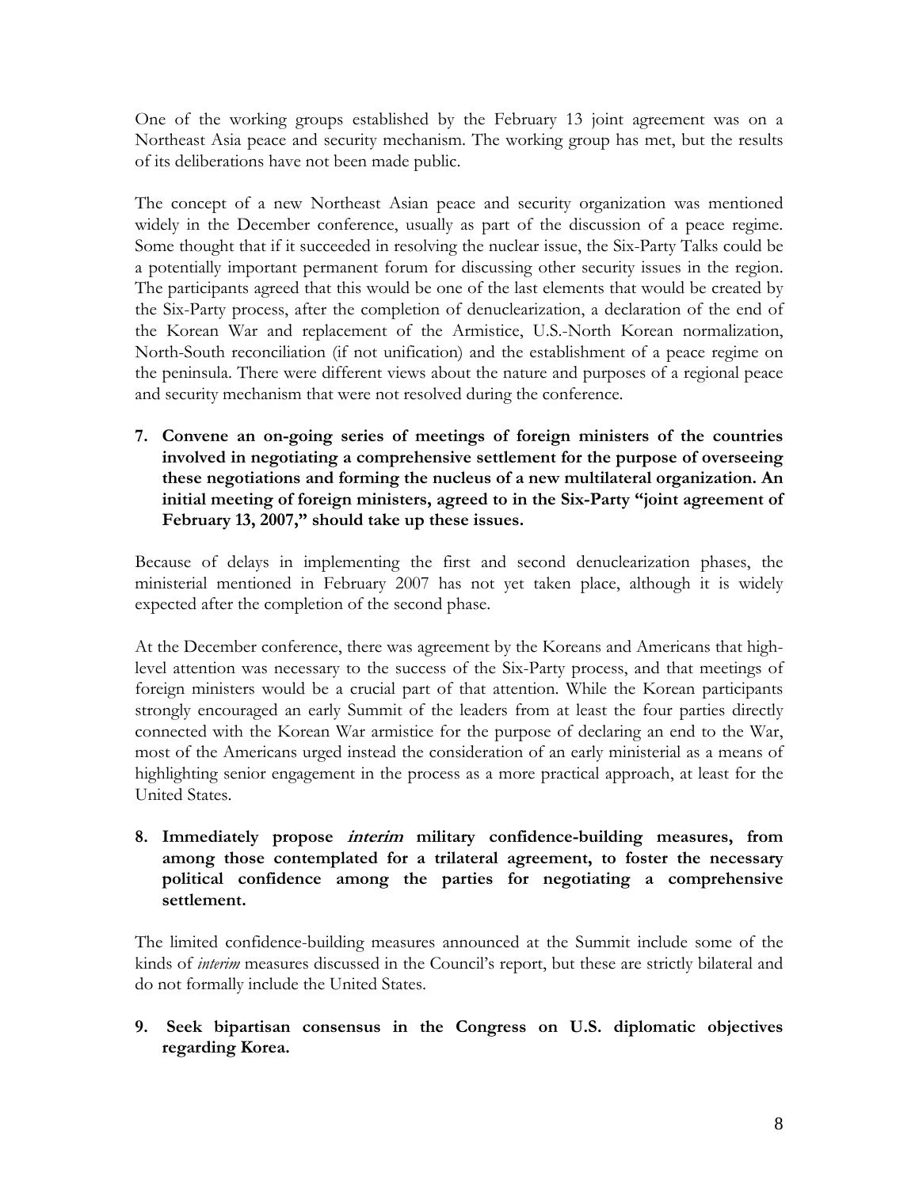One of the working groups established by the February 13 joint agreement was on a Northeast Asia peace and security mechanism. The working group has met, but the results of its deliberations have not been made public.

The concept of a new Northeast Asian peace and security organization was mentioned widely in the December conference, usually as part of the discussion of a peace regime. Some thought that if it succeeded in resolving the nuclear issue, the Six-Party Talks could be a potentially important permanent forum for discussing other security issues in the region. The participants agreed that this would be one of the last elements that would be created by the Six-Party process, after the completion of denuclearization, a declaration of the end of the Korean War and replacement of the Armistice, U.S.-North Korean normalization, North-South reconciliation (if not unification) and the establishment of a peace regime on the peninsula. There were different views about the nature and purposes of a regional peace and security mechanism that were not resolved during the conference.

7. **Convene an on-going series of meetings of foreign ministers of the countries involved in negotiating a comprehensive settlement for the purpose of overseeing these negotiations and forming the nucleus of a new multilateral organization. An initial meeting of foreign ministers, agreed to in the Six-Party "joint agreement of February 13, 2007," should take up these issues.**

Because of delays in implementing the first and second denuclearization phases, the ministerial mentioned in February 2007 has not yet taken place, although it is widely expected after the completion of the second phase.

At the December conference, there was agreement by the Koreans and Americans that high-level attention was necessary to the success of the Six-Party process, and that meetings of foreign ministers would be a crucial part of that attention. While the Korean participants strongly encouraged an early Summit of the leaders from at least the four parties directly connected with the Korean War armistice for the purpose of declaring an end to the War, most of the Americans urged instead the consideration of an early ministerial as a means of highlighting senior engagement in the process as a more practical approach, at least for the United States.

8. **Immediately propose *interim* military confidence-building measures, from among those contemplated for a trilateral agreement, to foster the necessary political confidence among the parties for negotiating a comprehensive settlement.**

The limited confidence-building measures announced at the Summit include some of the kinds of *interim* measures discussed in the Council's report, but these are strictly bilateral and do not formally include the United States.

9. **Seek bipartisan consensus in the Congress on U.S. diplomatic objectives regarding Korea.**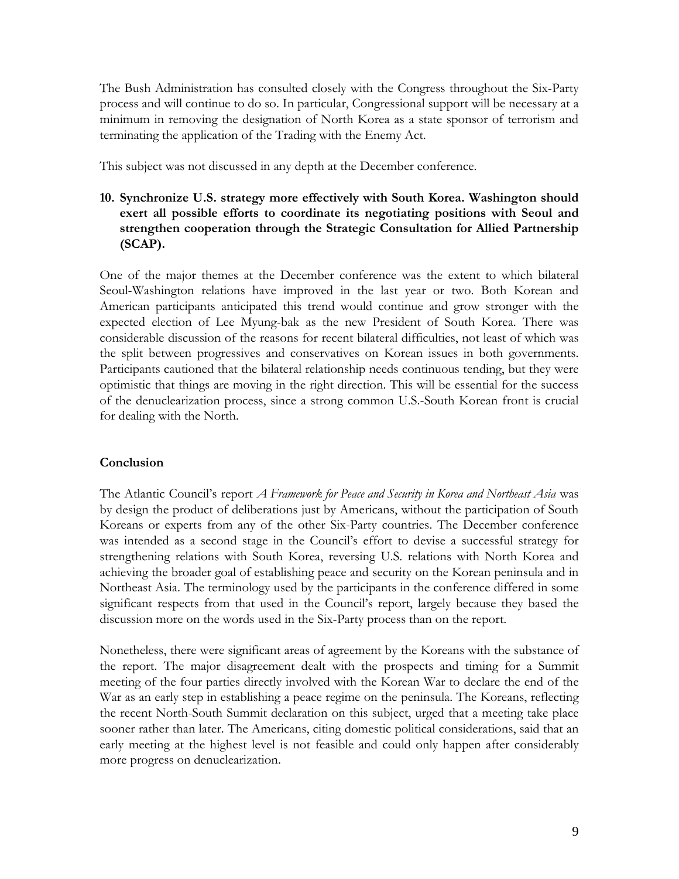The Bush Administration has consulted closely with the Congress throughout the Six-Party process and will continue to do so. In particular, Congressional support will be necessary at a minimum in removing the designation of North Korea as a state sponsor of terrorism and terminating the application of the Trading with the Enemy Act.

This subject was not discussed in any depth at the December conference.

**10. Synchronize U.S. strategy more effectively with South Korea. Washington should exert all possible efforts to coordinate its negotiating positions with Seoul and strengthen cooperation through the Strategic Consultation for Allied Partnership (SCAP).**

One of the major themes at the December conference was the extent to which bilateral Seoul-Washington relations have improved in the last year or two. Both Korean and American participants anticipated this trend would continue and grow stronger with the expected election of Lee Myung-bak as the new President of South Korea. There was considerable discussion of the reasons for recent bilateral difficulties, not least of which was the split between progressives and conservatives on Korean issues in both governments. Participants cautioned that the bilateral relationship needs continuous tending, but they were optimistic that things are moving in the right direction. This will be essential for the success of the denuclearization process, since a strong common U.S.-South Korean front is crucial for dealing with the North.

## Conclusion

The Atlantic Council's report *A Framework for Peace and Security in Korea and Northeast Asia* was by design the product of deliberations just by Americans, without the participation of South Koreans or experts from any of the other Six-Party countries. The December conference was intended as a second stage in the Council's effort to devise a successful strategy for strengthening relations with South Korea, reversing U.S. relations with North Korea and achieving the broader goal of establishing peace and security on the Korean peninsula and in Northeast Asia. The terminology used by the participants in the conference differed in some significant respects from that used in the Council's report, largely because they based the discussion more on the words used in the Six-Party process than on the report.

Nonetheless, there were significant areas of agreement by the Koreans with the substance of the report. The major disagreement dealt with the prospects and timing for a Summit meeting of the four parties directly involved with the Korean War to declare the end of the War as an early step in establishing a peace regime on the peninsula. The Koreans, reflecting the recent North-South Summit declaration on this subject, urged that a meeting take place sooner rather than later. The Americans, citing domestic political considerations, said that an early meeting at the highest level is not feasible and could only happen after considerably more progress on denuclearization.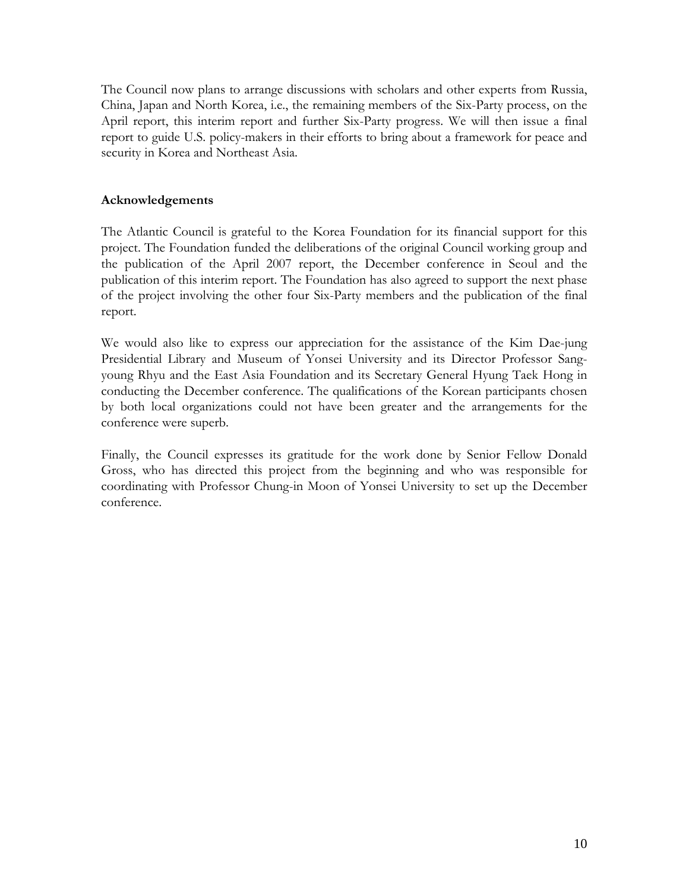The Council now plans to arrange discussions with scholars and other experts from Russia, China, Japan and North Korea, i.e., the remaining members of the Six-Party process, on the April report, this interim report and further Six-Party progress. We will then issue a final report to guide U.S. policy-makers in their efforts to bring about a framework for peace and security in Korea and Northeast Asia.

**Acknowledgements**

The Atlantic Council is grateful to the Korea Foundation for its financial support for this project. The Foundation funded the deliberations of the original Council working group and the publication of the April 2007 report, the December conference in Seoul and the publication of this interim report. The Foundation has also agreed to support the next phase of the project involving the other four Six-Party members and the publication of the final report.

We would also like to express our appreciation for the assistance of the Kim Dae-jung Presidential Library and Museum of Yonsei University and its Director Professor Sang-young Rhyu and the East Asia Foundation and its Secretary General Hyung Taek Hong in conducting the December conference. The qualifications of the Korean participants chosen by both local organizations could not have been greater and the arrangements for the conference were superb.

Finally, the Council expresses its gratitude for the work done by Senior Fellow Donald Gross, who has directed this project from the beginning and who was responsible for coordinating with Professor Chung-in Moon of Yonsei University to set up the December conference.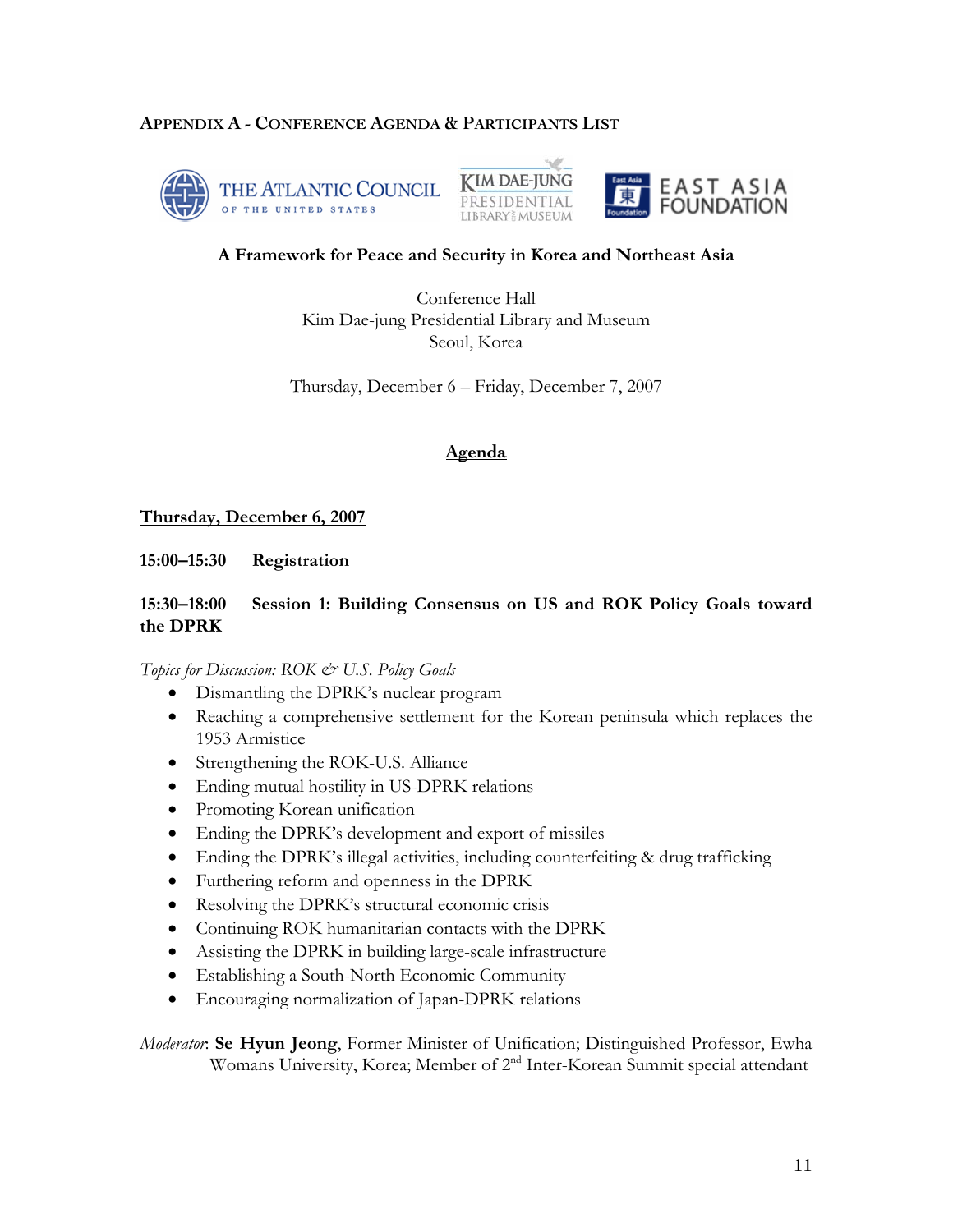## Appendix A - Conference Agenda & Participants List

THE ATLANTIC COUNCIL OF THE UNITED STATES

KIM DAE-JUNG PRESIDENTIAL LIBRARY & MUSEUM

EAST ASIA FOUNDATION

**A Framework for Peace and Security in Korea and Northeast Asia**

Conference Hall
Kim Dae-jung Presidential Library and Museum
Seoul, Korea

Thursday, December 6 – Friday, December 7, 2007

### Agenda

**Thursday, December 6, 2007**

**15:00–15:30 Registration**

**15:30–18:00 Session 1: Building Consensus on US and ROK Policy Goals toward the DPRK**

*Topics for Discussion: ROK & U.S. Policy Goals*

- Dismantling the DPRK's nuclear program
- Reaching a comprehensive settlement for the Korean peninsula which replaces the 1953 Armistice
- Strengthening the ROK-U.S. Alliance
- Ending mutual hostility in US-DPRK relations
- Promoting Korean unification
- Ending the DPRK's development and export of missiles
- Ending the DPRK's illegal activities, including counterfeiting & drug trafficking
- Furthering reform and openness in the DPRK
- Resolving the DPRK's structural economic crisis
- Continuing ROK humanitarian contacts with the DPRK
- Assisting the DPRK in building large-scale infrastructure
- Establishing a South-North Economic Community
- Encouraging normalization of Japan-DPRK relations

*Moderator*: **Se Hyun Jeong**, Former Minister of Unification; Distinguished Professor, Ewha Womans University, Korea; Member of 2nd Inter-Korean Summit special attendant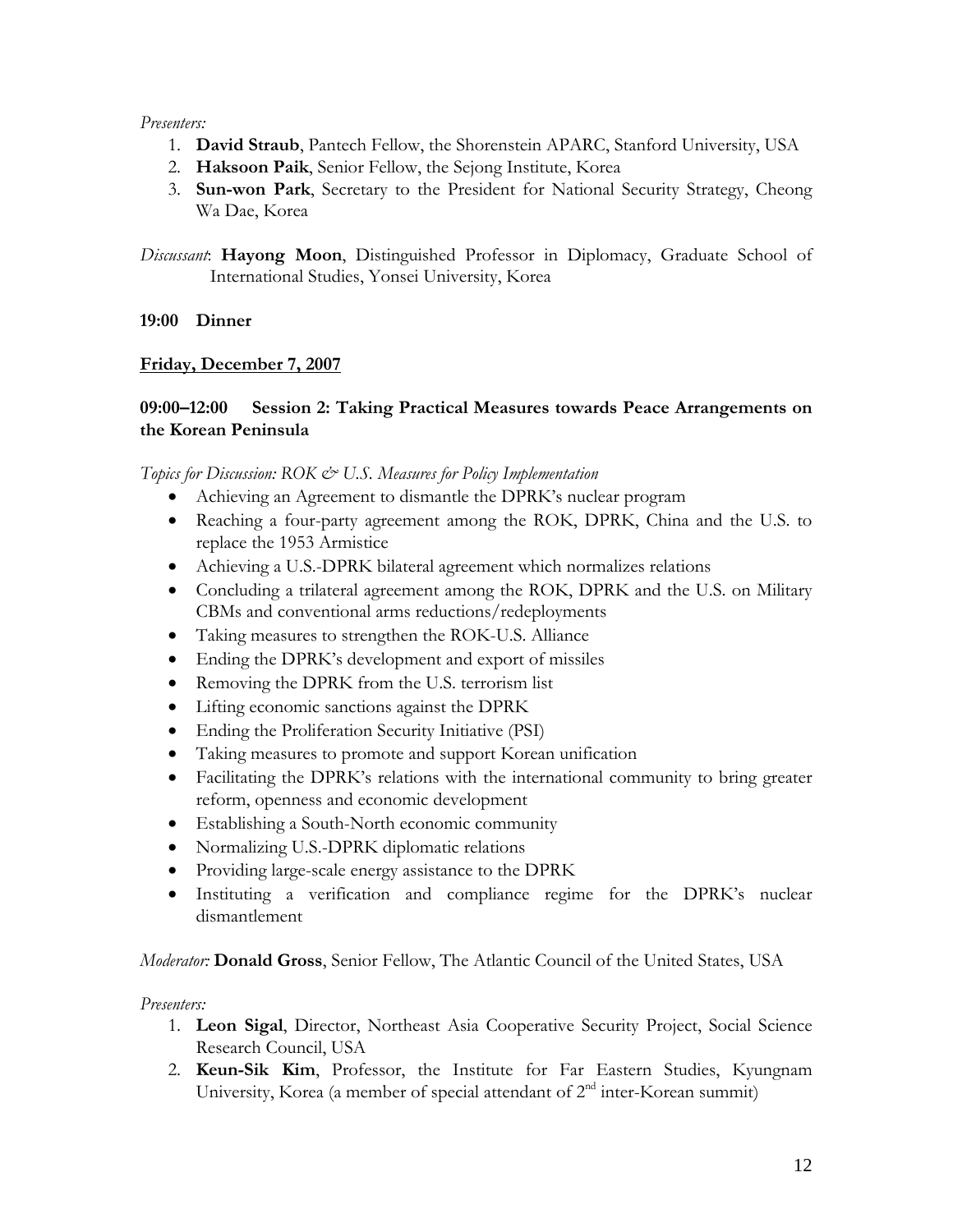*Presenters:*

1. **David Straub**, Pantech Fellow, the Shorenstein APARC, Stanford University, USA
2. **Haksoon Paik**, Senior Fellow, the Sejong Institute, Korea
3. **Sun-won Park**, Secretary to the President for National Security Strategy, Cheong Wa Dae, Korea

*Discussant*: **Hayong Moon**, Distinguished Professor in Diplomacy, Graduate School of International Studies, Yonsei University, Korea

**19:00 Dinner**

**Friday, December 7, 2007**

**09:00–12:00 Session 2: Taking Practical Measures towards Peace Arrangements on the Korean Peninsula**

*Topics for Discussion: ROK & U.S. Measures for Policy Implementation*

- Achieving an Agreement to dismantle the DPRK's nuclear program
- Reaching a four-party agreement among the ROK, DPRK, China and the U.S. to replace the 1953 Armistice
- Achieving a U.S.-DPRK bilateral agreement which normalizes relations
- Concluding a trilateral agreement among the ROK, DPRK and the U.S. on Military CBMs and conventional arms reductions/redeployments
- Taking measures to strengthen the ROK-U.S. Alliance
- Ending the DPRK's development and export of missiles
- Removing the DPRK from the U.S. terrorism list
- Lifting economic sanctions against the DPRK
- Ending the Proliferation Security Initiative (PSI)
- Taking measures to promote and support Korean unification
- Facilitating the DPRK's relations with the international community to bring greater reform, openness and economic development
- Establishing a South-North economic community
- Normalizing U.S.-DPRK diplomatic relations
- Providing large-scale energy assistance to the DPRK
- Instituting a verification and compliance regime for the DPRK's nuclear dismantlement

*Moderator:* **Donald Gross**, Senior Fellow, The Atlantic Council of the United States, USA

*Presenters:*

1. **Leon Sigal**, Director, Northeast Asia Cooperative Security Project, Social Science Research Council, USA
2. **Keun-Sik Kim**, Professor, the Institute for Far Eastern Studies, Kyungnam University, Korea (a member of special attendant of 2nd inter-Korean summit)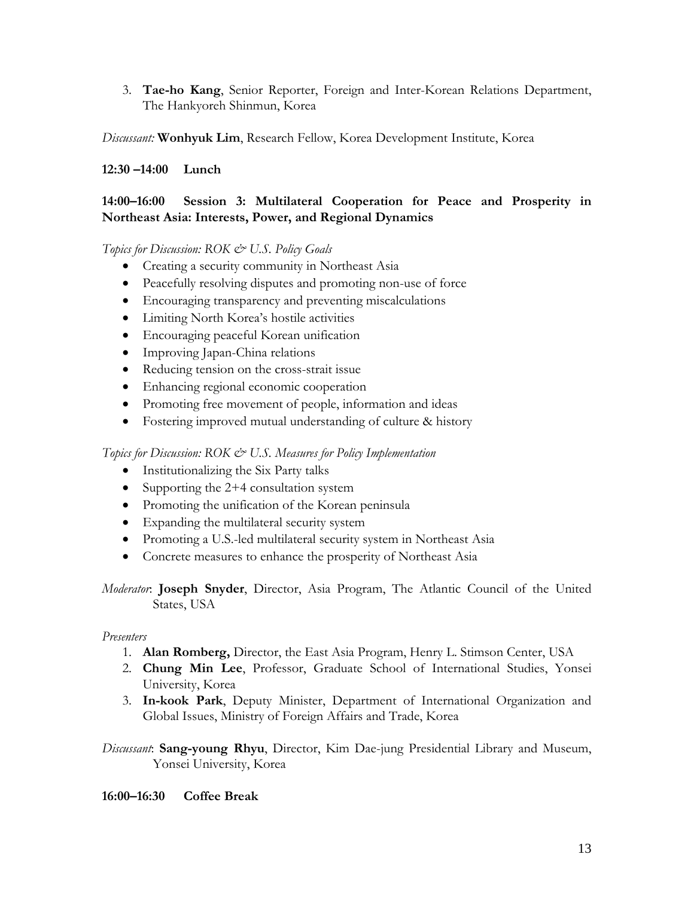3. **Tae-ho Kang**, Senior Reporter, Foreign and Inter-Korean Relations Department, The Hankyoreh Shinmun, Korea

*Discussant:* **Wonhyuk Lim**, Research Fellow, Korea Development Institute, Korea

**12:30 –14:00 Lunch**

**14:00–16:00 Session 3: Multilateral Cooperation for Peace and Prosperity in Northeast Asia: Interests, Power, and Regional Dynamics**

*Topics for Discussion: ROK & U.S. Policy Goals*

- Creating a security community in Northeast Asia
- Peacefully resolving disputes and promoting non-use of force
- Encouraging transparency and preventing miscalculations
- Limiting North Korea's hostile activities
- Encouraging peaceful Korean unification
- Improving Japan-China relations
- Reducing tension on the cross-strait issue
- Enhancing regional economic cooperation
- Promoting free movement of people, information and ideas
- Fostering improved mutual understanding of culture & history

*Topics for Discussion: ROK & U.S. Measures for Policy Implementation*

- Institutionalizing the Six Party talks
- Supporting the 2+4 consultation system
- Promoting the unification of the Korean peninsula
- Expanding the multilateral security system
- Promoting a U.S.-led multilateral security system in Northeast Asia
- Concrete measures to enhance the prosperity of Northeast Asia

*Moderator*: **Joseph Snyder**, Director, Asia Program, The Atlantic Council of the United States, USA

*Presenters*

1. **Alan Romberg,** Director, the East Asia Program, Henry L. Stimson Center, USA
2. **Chung Min Lee**, Professor, Graduate School of International Studies, Yonsei University, Korea
3. **In-kook Park**, Deputy Minister, Department of International Organization and Global Issues, Ministry of Foreign Affairs and Trade, Korea

*Discussant*: **Sang-young Rhyu**, Director, Kim Dae-jung Presidential Library and Museum, Yonsei University, Korea

**16:00–16:30 Coffee Break**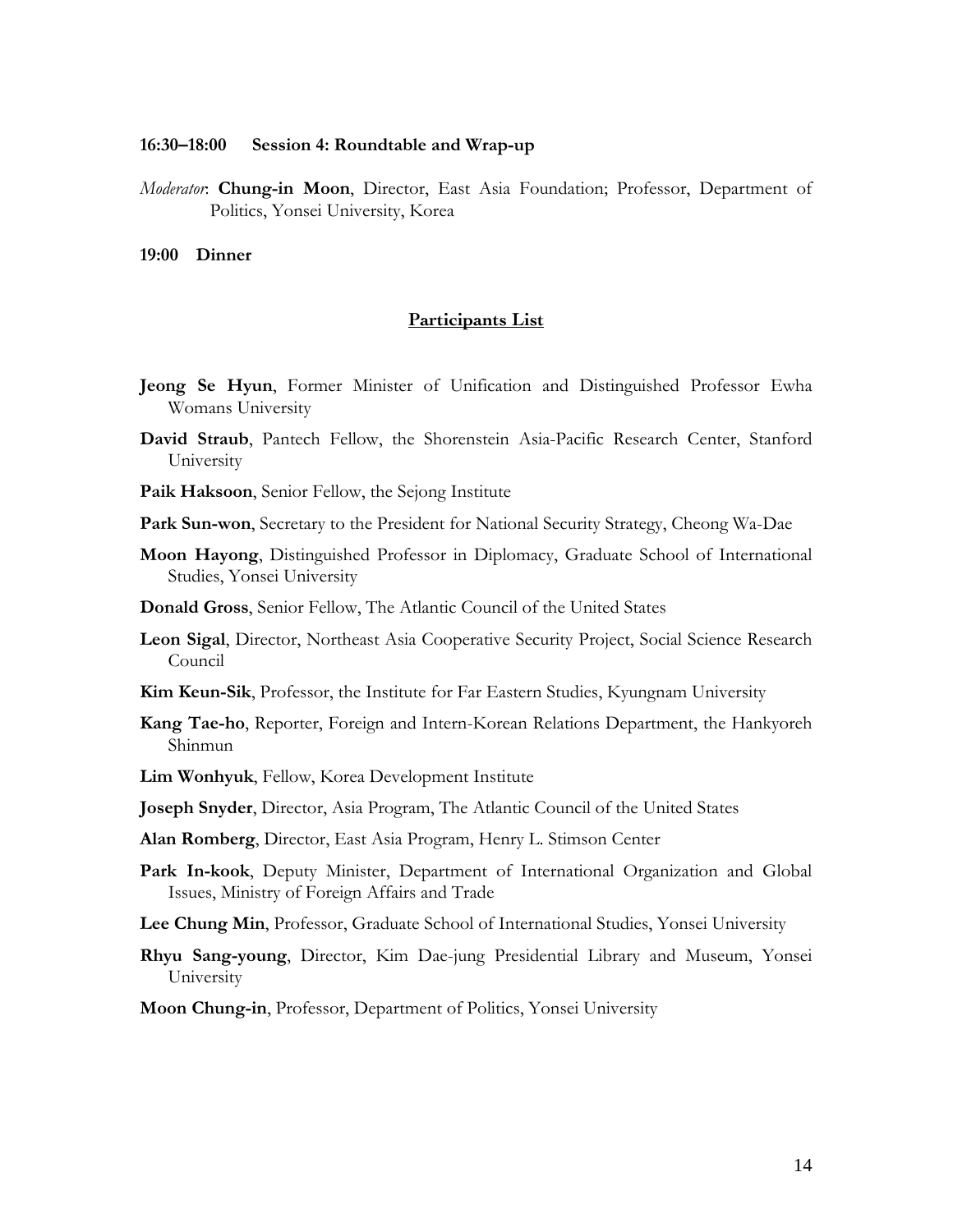**16:30–18:00 Session 4: Roundtable and Wrap-up**

*Moderator*: **Chung-in Moon**, Director, East Asia Foundation; Professor, Department of Politics, Yonsei University, Korea

**19:00 Dinner**

## Participants List

**Jeong Se Hyun**, Former Minister of Unification and Distinguished Professor Ewha Womans University

**David Straub**, Pantech Fellow, the Shorenstein Asia-Pacific Research Center, Stanford University

**Paik Haksoon**, Senior Fellow, the Sejong Institute

**Park Sun-won**, Secretary to the President for National Security Strategy, Cheong Wa-Dae

**Moon Hayong**, Distinguished Professor in Diplomacy, Graduate School of International Studies, Yonsei University

**Donald Gross**, Senior Fellow, The Atlantic Council of the United States

**Leon Sigal**, Director, Northeast Asia Cooperative Security Project, Social Science Research Council

**Kim Keun-Sik**, Professor, the Institute for Far Eastern Studies, Kyungnam University

**Kang Tae-ho**, Reporter, Foreign and Intern-Korean Relations Department, the Hankyoreh Shinmun

**Lim Wonhyuk**, Fellow, Korea Development Institute

**Joseph Snyder**, Director, Asia Program, The Atlantic Council of the United States

**Alan Romberg**, Director, East Asia Program, Henry L. Stimson Center

**Park In-kook**, Deputy Minister, Department of International Organization and Global Issues, Ministry of Foreign Affairs and Trade

**Lee Chung Min**, Professor, Graduate School of International Studies, Yonsei University

**Rhyu Sang-young**, Director, Kim Dae-jung Presidential Library and Museum, Yonsei University

**Moon Chung-in**, Professor, Department of Politics, Yonsei University